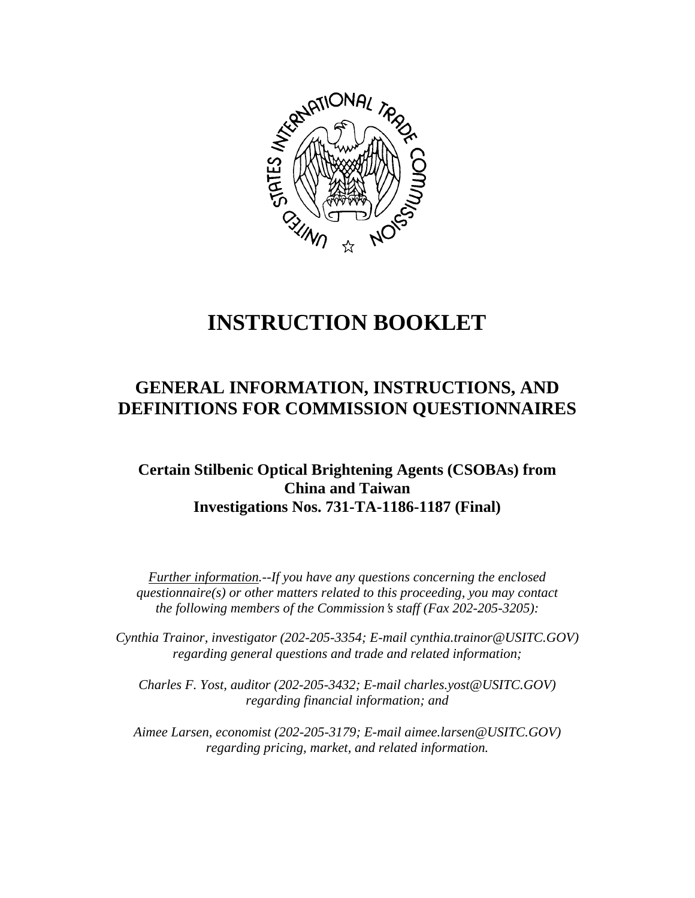# INSTRUCTION BOOKLET

## GENERAL INFORMATION, INSTRUCTIONS, AND DEFINITIONS FOR COMMISSION QUESTIONNAIRES

### Certain Stilbenic Optical Brightening Agents (CSOBAs) from China and Taiwan
### Investigations Nos. 731-TA-1186-1187 (Final)

*Further information.--If you have any questions concerning the enclosed questionnaire(s) or other matters related to this proceeding, you may contact the following members of the Commission's staff (Fax 202-205-3205):*

*Cynthia Trainor, investigator (202-205-3354; E-mail cynthia.trainor@USITC.GOV) regarding general questions and trade and related information;*

*Charles F. Yost, auditor (202-205-3432; E-mail charles.yost@USITC.GOV) regarding financial information; and*

*Aimee Larsen, economist (202-205-3179; E-mail aimee.larsen@USITC.GOV) regarding pricing, market, and related information.*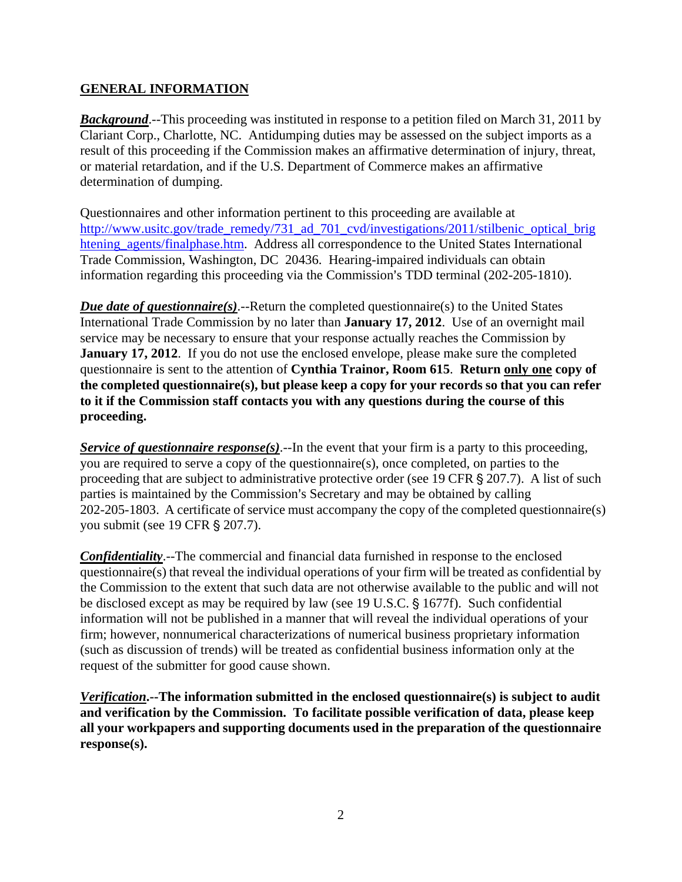## GENERAL INFORMATION

***Background***.--This proceeding was instituted in response to a petition filed on March 31, 2011 by Clariant Corp., Charlotte, NC. Antidumping duties may be assessed on the subject imports as a result of this proceeding if the Commission makes an affirmative determination of injury, threat, or material retardation, and if the U.S. Department of Commerce makes an affirmative determination of dumping.

Questionnaires and other information pertinent to this proceeding are available at http://www.usitc.gov/trade_remedy/731_ad_701_cvd/investigations/2011/stilbenic_optical_brightening_agents/finalphase.htm. Address all correspondence to the United States International Trade Commission, Washington, DC 20436. Hearing-impaired individuals can obtain information regarding this proceeding via the Commission's TDD terminal (202-205-1810).

***Due date of questionnaire(s)***.--Return the completed questionnaire(s) to the United States International Trade Commission by no later than **January 17, 2012**. Use of an overnight mail service may be necessary to ensure that your response actually reaches the Commission by **January 17, 2012**. If you do not use the enclosed envelope, please make sure the completed questionnaire is sent to the attention of **Cynthia Trainor, Room 615**. **Return only one copy of the completed questionnaire(s), but please keep a copy for your records so that you can refer to it if the Commission staff contacts you with any questions during the course of this proceeding.**

***Service of questionnaire response(s)***.--In the event that your firm is a party to this proceeding, you are required to serve a copy of the questionnaire(s), once completed, on parties to the proceeding that are subject to administrative protective order (see 19 CFR § 207.7). A list of such parties is maintained by the Commission's Secretary and may be obtained by calling 202-205-1803. A certificate of service must accompany the copy of the completed questionnaire(s) you submit (see 19 CFR § 207.7).

***Confidentiality***.--The commercial and financial data furnished in response to the enclosed questionnaire(s) that reveal the individual operations of your firm will be treated as confidential by the Commission to the extent that such data are not otherwise available to the public and will not be disclosed except as may be required by law (see 19 U.S.C. § 1677f). Such confidential information will not be published in a manner that will reveal the individual operations of your firm; however, nonnumerical characterizations of numerical business proprietary information (such as discussion of trends) will be treated as confidential business information only at the request of the submitter for good cause shown.

***Verification*.--The information submitted in the enclosed questionnaire(s) is subject to audit and verification by the Commission. To facilitate possible verification of data, please keep all your workpapers and supporting documents used in the preparation of the questionnaire response(s).**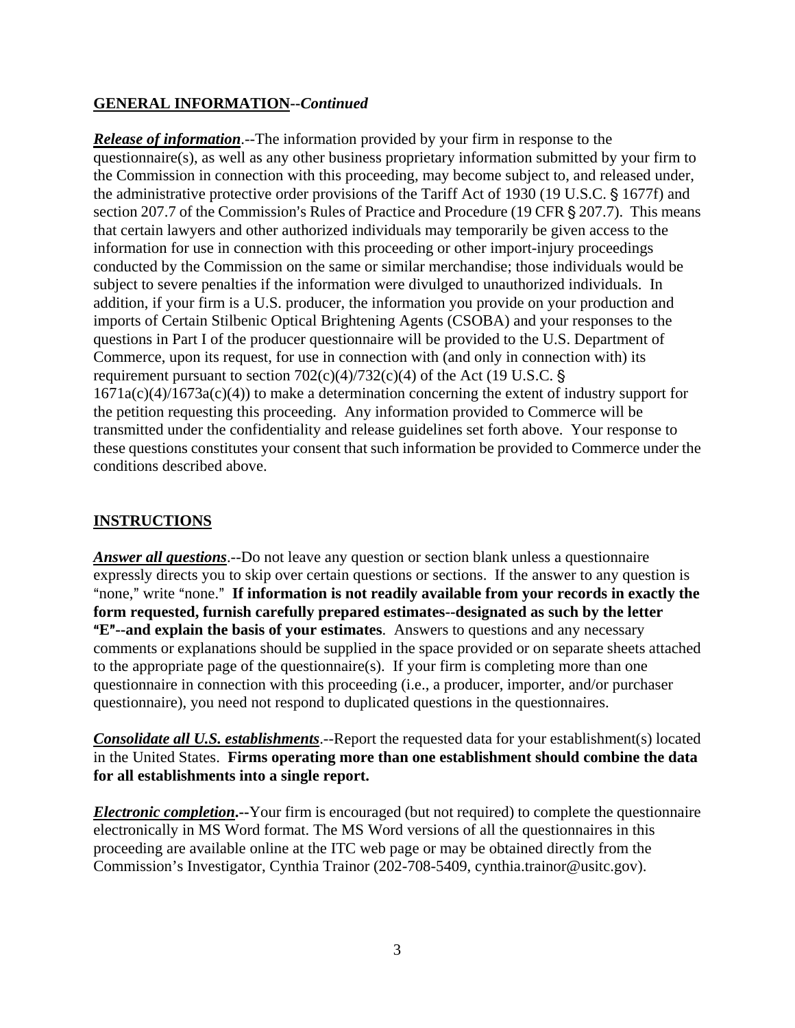## **GENERAL INFORMATION--*Continued***

***Release of information***.--The information provided by your firm in response to the questionnaire(s), as well as any other business proprietary information submitted by your firm to the Commission in connection with this proceeding, may become subject to, and released under, the administrative protective order provisions of the Tariff Act of 1930 (19 U.S.C. § 1677f) and section 207.7 of the Commission's Rules of Practice and Procedure (19 CFR § 207.7). This means that certain lawyers and other authorized individuals may temporarily be given access to the information for use in connection with this proceeding or other import-injury proceedings conducted by the Commission on the same or similar merchandise; those individuals would be subject to severe penalties if the information were divulged to unauthorized individuals. In addition, if your firm is a U.S. producer, the information you provide on your production and imports of Certain Stilbenic Optical Brightening Agents (CSOBA) and your responses to the questions in Part I of the producer questionnaire will be provided to the U.S. Department of Commerce, upon its request, for use in connection with (and only in connection with) its requirement pursuant to section 702(c)(4)/732(c)(4) of the Act (19 U.S.C. § 1671a(c)(4)/1673a(c)(4)) to make a determination concerning the extent of industry support for the petition requesting this proceeding. Any information provided to Commerce will be transmitted under the confidentiality and release guidelines set forth above. Your response to these questions constitutes your consent that such information be provided to Commerce under the conditions described above.

## **INSTRUCTIONS**

***Answer all questions***.--Do not leave any question or section blank unless a questionnaire expressly directs you to skip over certain questions or sections. If the answer to any question is "none," write "none." **If information is not readily available from your records in exactly the form requested, furnish carefully prepared estimates--designated as such by the letter "E"--and explain the basis of your estimates**. Answers to questions and any necessary comments or explanations should be supplied in the space provided or on separate sheets attached to the appropriate page of the questionnaire(s). If your firm is completing more than one questionnaire in connection with this proceeding (i.e., a producer, importer, and/or purchaser questionnaire), you need not respond to duplicated questions in the questionnaires.

***Consolidate all U.S. establishments***.--Report the requested data for your establishment(s) located in the United States. **Firms operating more than one establishment should combine the data for all establishments into a single report.**

***Electronic completion*.--**Your firm is encouraged (but not required) to complete the questionnaire electronically in MS Word format. The MS Word versions of all the questionnaires in this proceeding are available online at the ITC web page or may be obtained directly from the Commission's Investigator, Cynthia Trainor (202-708-5409, cynthia.trainor@usitc.gov).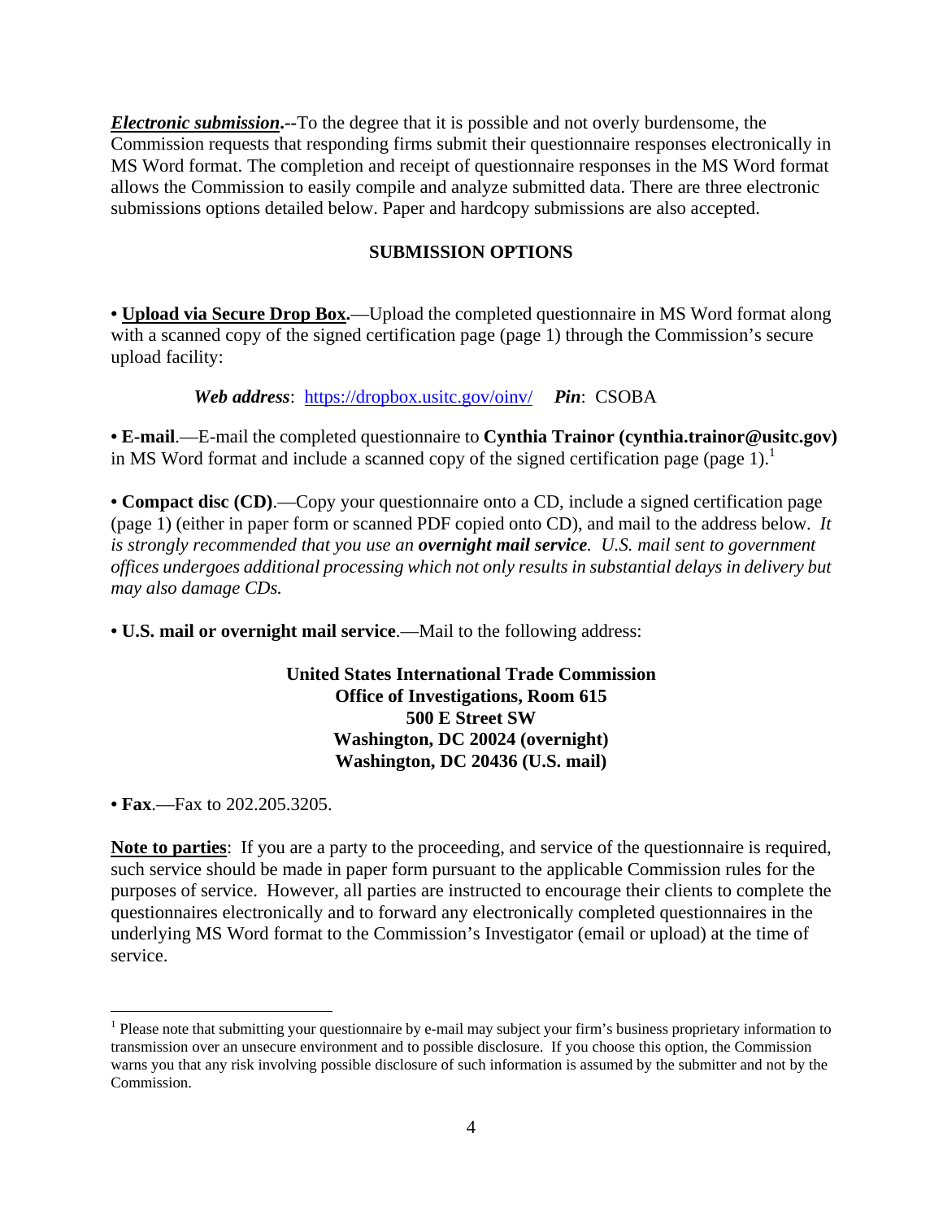***Electronic submission*.--**To the degree that it is possible and not overly burdensome, the Commission requests that responding firms submit their questionnaire responses electronically in MS Word format. The completion and receipt of questionnaire responses in the MS Word format allows the Commission to easily compile and analyze submitted data. There are three electronic submissions options detailed below. Paper and hardcopy submissions are also accepted.

**SUBMISSION OPTIONS**

• **Upload via Secure Drop Box.**—Upload the completed questionnaire in MS Word format along with a scanned copy of the signed certification page (page 1) through the Commission's secure upload facility:

> ***Web address***: https://dropbox.usitc.gov/oinv/ ***Pin***: CSOBA

• **E-mail**.—E-mail the completed questionnaire to **Cynthia Trainor (cynthia.trainor@usitc.gov)** in MS Word format and include a scanned copy of the signed certification page (page 1).[1]

• **Compact disc (CD)**.—Copy your questionnaire onto a CD, include a signed certification page (page 1) (either in paper form or scanned PDF copied onto CD), and mail to the address below. *It is strongly recommended that you use an **overnight mail service**. U.S. mail sent to government offices undergoes additional processing which not only results in substantial delays in delivery but may also damage CDs.*

• **U.S. mail or overnight mail service**.—Mail to the following address:

> **United States International Trade Commission**
> **Office of Investigations, Room 615**
> **500 E Street SW**
> **Washington, DC 20024 (overnight)**
> **Washington, DC 20436 (U.S. mail)**

• **Fax**.—Fax to 202.205.3205.

**Note to parties**: If you are a party to the proceeding, and service of the questionnaire is required, such service should be made in paper form pursuant to the applicable Commission rules for the purposes of service. However, all parties are instructed to encourage their clients to complete the questionnaires electronically and to forward any electronically completed questionnaires in the underlying MS Word format to the Commission's Investigator (email or upload) at the time of service.

---

[1] Please note that submitting your questionnaire by e-mail may subject your firm's business proprietary information to transmission over an unsecure environment and to possible disclosure. If you choose this option, the Commission warns you that any risk involving possible disclosure of such information is assumed by the submitter and not by the Commission.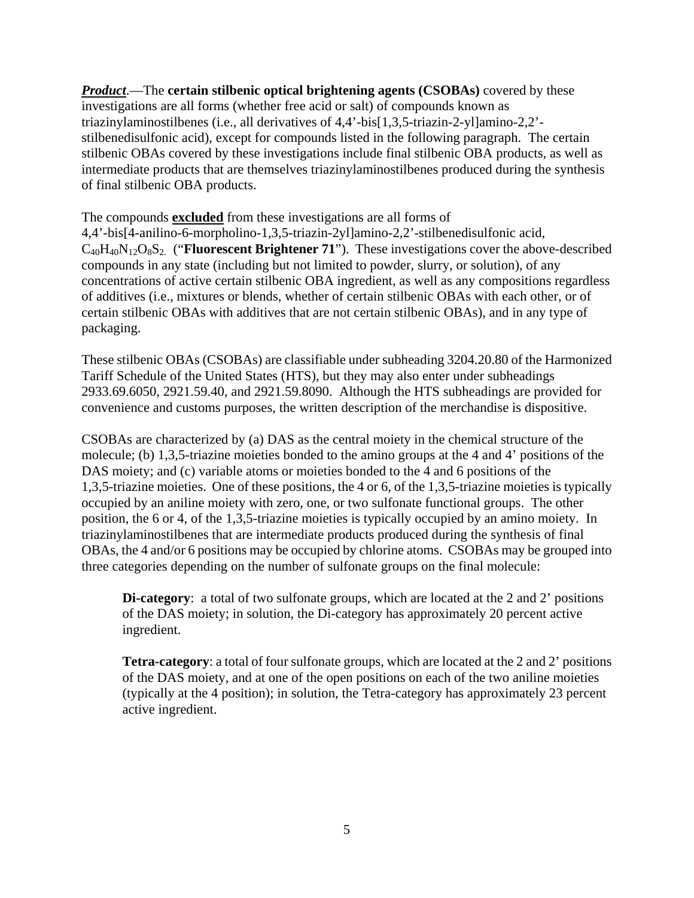***Product***.—The **certain stilbenic optical brightening agents (CSOBAs)** covered by these investigations are all forms (whether free acid or salt) of compounds known as triazinylaminostilbenes (i.e., all derivatives of 4,4'-bis[1,3,5-triazin-2-yl]amino-2,2'-stilbenedisulfonic acid), except for compounds listed in the following paragraph. The certain stilbenic OBAs covered by these investigations include final stilbenic OBA products, as well as intermediate products that are themselves triazinylaminostilbenes produced during the synthesis of final stilbenic OBA products.

The compounds **<u>excluded</u>** from these investigations are all forms of 4,4'-bis[4-anilino-6-morpholino-1,3,5-triazin-2yl]amino-2,2'-stilbenedisulfonic acid, $C_{40}H_{40}N_{12}O_8S_2$. ("**Fluorescent Brightener 71**"). These investigations cover the above-described compounds in any state (including but not limited to powder, slurry, or solution), of any concentrations of active certain stilbenic OBA ingredient, as well as any compositions regardless of additives (i.e., mixtures or blends, whether of certain stilbenic OBAs with each other, or of certain stilbenic OBAs with additives that are not certain stilbenic OBAs), and in any type of packaging.

These stilbenic OBAs (CSOBAs) are classifiable under subheading 3204.20.80 of the Harmonized Tariff Schedule of the United States (HTS), but they may also enter under subheadings 2933.69.6050, 2921.59.40, and 2921.59.8090. Although the HTS subheadings are provided for convenience and customs purposes, the written description of the merchandise is dispositive.

CSOBAs are characterized by (a) DAS as the central moiety in the chemical structure of the molecule; (b) 1,3,5-triazine moieties bonded to the amino groups at the 4 and 4' positions of the DAS moiety; and (c) variable atoms or moieties bonded to the 4 and 6 positions of the 1,3,5-triazine moieties. One of these positions, the 4 or 6, of the 1,3,5-triazine moieties is typically occupied by an aniline moiety with zero, one, or two sulfonate functional groups. The other position, the 6 or 4, of the 1,3,5-triazine moieties is typically occupied by an amino moiety. In triazinylaminostilbenes that are intermediate products produced during the synthesis of final OBAs, the 4 and/or 6 positions may be occupied by chlorine atoms. CSOBAs may be grouped into three categories depending on the number of sulfonate groups on the final molecule:

> **Di-category**: a total of two sulfonate groups, which are located at the 2 and 2' positions of the DAS moiety; in solution, the Di-category has approximately 20 percent active ingredient.
>
> **Tetra-category**: a total of four sulfonate groups, which are located at the 2 and 2' positions of the DAS moiety, and at one of the open positions on each of the two aniline moieties (typically at the 4 position); in solution, the Tetra-category has approximately 23 percent active ingredient.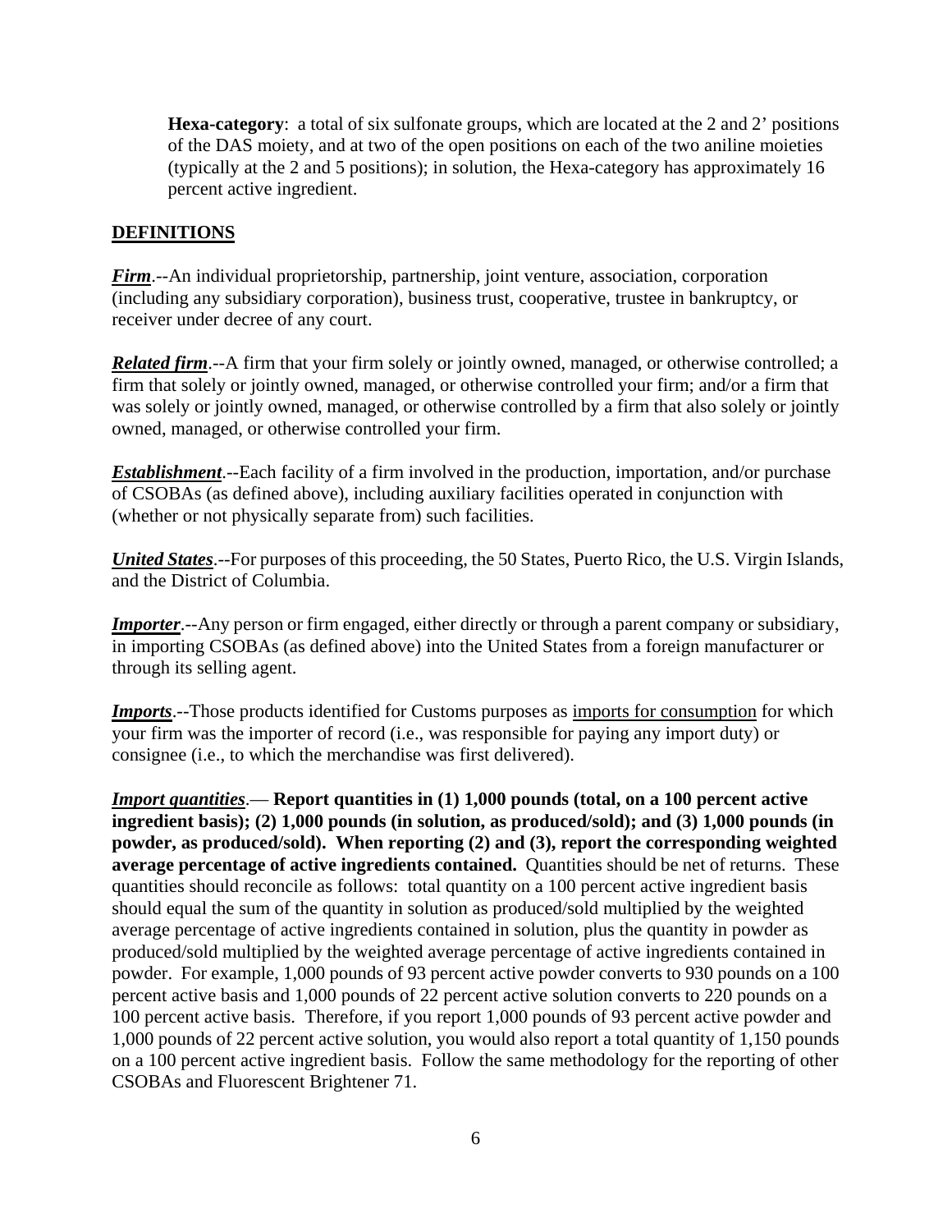**Hexa-category**: a total of six sulfonate groups, which are located at the 2 and 2' positions of the DAS moiety, and at two of the open positions on each of the two aniline moieties (typically at the 2 and 5 positions); in solution, the Hexa-category has approximately 16 percent active ingredient.

## DEFINITIONS

***Firm***.--An individual proprietorship, partnership, joint venture, association, corporation (including any subsidiary corporation), business trust, cooperative, trustee in bankruptcy, or receiver under decree of any court.

***Related firm***.--A firm that your firm solely or jointly owned, managed, or otherwise controlled; a firm that solely or jointly owned, managed, or otherwise controlled your firm; and/or a firm that was solely or jointly owned, managed, or otherwise controlled by a firm that also solely or jointly owned, managed, or otherwise controlled your firm.

***Establishment***.--Each facility of a firm involved in the production, importation, and/or purchase of CSOBAs (as defined above), including auxiliary facilities operated in conjunction with (whether or not physically separate from) such facilities.

***United States***.--For purposes of this proceeding, the 50 States, Puerto Rico, the U.S. Virgin Islands, and the District of Columbia.

***Importer***.--Any person or firm engaged, either directly or through a parent company or subsidiary, in importing CSOBAs (as defined above) into the United States from a foreign manufacturer or through its selling agent.

***Imports***.--Those products identified for Customs purposes as imports for consumption for which your firm was the importer of record (i.e., was responsible for paying any import duty) or consignee (i.e., to which the merchandise was first delivered).

***Import quantities***.— **Report quantities in (1) 1,000 pounds (total, on a 100 percent active ingredient basis); (2) 1,000 pounds (in solution, as produced/sold); and (3) 1,000 pounds (in powder, as produced/sold). When reporting (2) and (3), report the corresponding weighted average percentage of active ingredients contained.** Quantities should be net of returns. These quantities should reconcile as follows: total quantity on a 100 percent active ingredient basis should equal the sum of the quantity in solution as produced/sold multiplied by the weighted average percentage of active ingredients contained in solution, plus the quantity in powder as produced/sold multiplied by the weighted average percentage of active ingredients contained in powder. For example, 1,000 pounds of 93 percent active powder converts to 930 pounds on a 100 percent active basis and 1,000 pounds of 22 percent active solution converts to 220 pounds on a 100 percent active basis. Therefore, if you report 1,000 pounds of 93 percent active powder and 1,000 pounds of 22 percent active solution, you would also report a total quantity of 1,150 pounds on a 100 percent active ingredient basis. Follow the same methodology for the reporting of other CSOBAs and Fluorescent Brightener 71.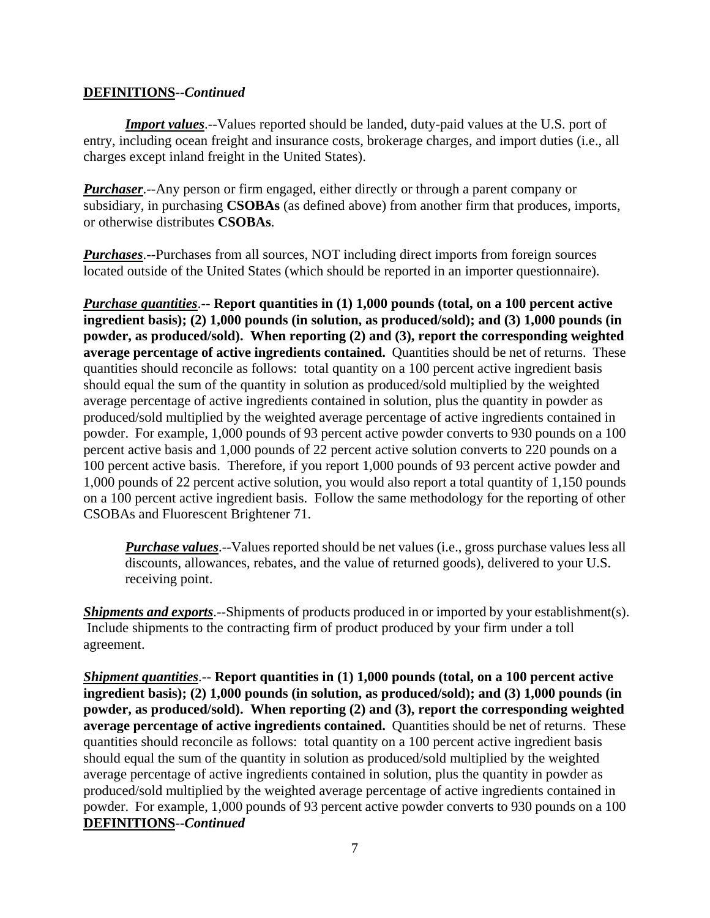**DEFINITIONS--*Continued***

***Import values***.--Values reported should be landed, duty-paid values at the U.S. port of entry, including ocean freight and insurance costs, brokerage charges, and import duties (i.e., all charges except inland freight in the United States).

***Purchaser***.--Any person or firm engaged, either directly or through a parent company or subsidiary, in purchasing **CSOBAs** (as defined above) from another firm that produces, imports, or otherwise distributes **CSOBAs**.

***Purchases***.--Purchases from all sources, NOT including direct imports from foreign sources located outside of the United States (which should be reported in an importer questionnaire).

***Purchase quantities***.-- **Report quantities in (1) 1,000 pounds (total, on a 100 percent active ingredient basis); (2) 1,000 pounds (in solution, as produced/sold); and (3) 1,000 pounds (in powder, as produced/sold). When reporting (2) and (3), report the corresponding weighted average percentage of active ingredients contained.** Quantities should be net of returns. These quantities should reconcile as follows: total quantity on a 100 percent active ingredient basis should equal the sum of the quantity in solution as produced/sold multiplied by the weighted average percentage of active ingredients contained in solution, plus the quantity in powder as produced/sold multiplied by the weighted average percentage of active ingredients contained in powder. For example, 1,000 pounds of 93 percent active powder converts to 930 pounds on a 100 percent active basis and 1,000 pounds of 22 percent active solution converts to 220 pounds on a 100 percent active basis. Therefore, if you report 1,000 pounds of 93 percent active powder and 1,000 pounds of 22 percent active solution, you would also report a total quantity of 1,150 pounds on a 100 percent active ingredient basis. Follow the same methodology for the reporting of other CSOBAs and Fluorescent Brightener 71.

***Purchase values***.--Values reported should be net values (i.e., gross purchase values less all discounts, allowances, rebates, and the value of returned goods), delivered to your U.S. receiving point.

***Shipments and exports***.--Shipments of products produced in or imported by your establishment(s). Include shipments to the contracting firm of product produced by your firm under a toll agreement.

***Shipment quantities***.-- **Report quantities in (1) 1,000 pounds (total, on a 100 percent active ingredient basis); (2) 1,000 pounds (in solution, as produced/sold); and (3) 1,000 pounds (in powder, as produced/sold). When reporting (2) and (3), report the corresponding weighted average percentage of active ingredients contained.** Quantities should be net of returns. These quantities should reconcile as follows: total quantity on a 100 percent active ingredient basis should equal the sum of the quantity in solution as produced/sold multiplied by the weighted average percentage of active ingredients contained in solution, plus the quantity in powder as produced/sold multiplied by the weighted average percentage of active ingredients contained in powder. For example, 1,000 pounds of 93 percent active powder converts to 930 pounds on a 100

**DEFINITIONS--*Continued***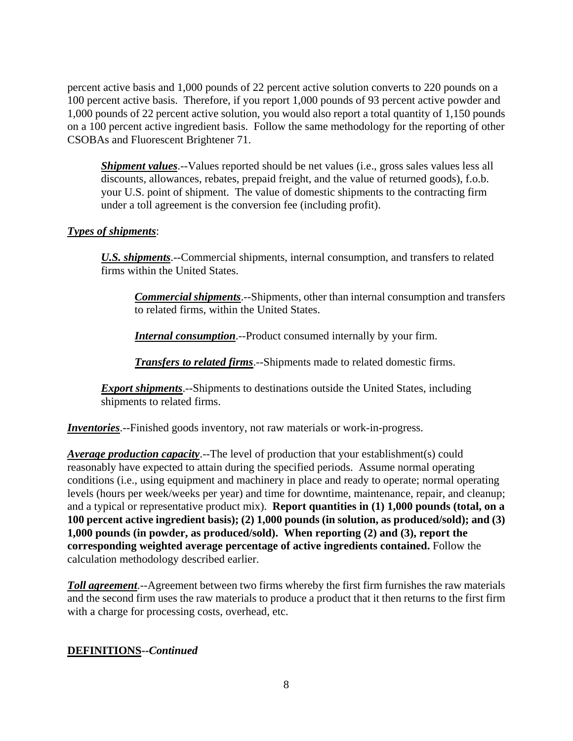percent active basis and 1,000 pounds of 22 percent active solution converts to 220 pounds on a 100 percent active basis. Therefore, if you report 1,000 pounds of 93 percent active powder and 1,000 pounds of 22 percent active solution, you would also report a total quantity of 1,150 pounds on a 100 percent active ingredient basis. Follow the same methodology for the reporting of other CSOBAs and Fluorescent Brightener 71.

> ***Shipment values***.--Values reported should be net values (i.e., gross sales values less all discounts, allowances, rebates, prepaid freight, and the value of returned goods), f.o.b. your U.S. point of shipment. The value of domestic shipments to the contracting firm under a toll agreement is the conversion fee (including profit).

***Types of shipments***:

> ***U.S. shipments***.--Commercial shipments, internal consumption, and transfers to related firms within the United States.
>
> > ***Commercial shipments***.--Shipments, other than internal consumption and transfers to related firms, within the United States.
> >
> > ***Internal consumption***.--Product consumed internally by your firm.
> >
> > ***Transfers to related firms***.--Shipments made to related domestic firms.
>
> ***Export shipments***.--Shipments to destinations outside the United States, including shipments to related firms.

***Inventories***.--Finished goods inventory, not raw materials or work-in-progress.

***Average production capacity***.--The level of production that your establishment(s) could reasonably have expected to attain during the specified periods. Assume normal operating conditions (i.e., using equipment and machinery in place and ready to operate; normal operating levels (hours per week/weeks per year) and time for downtime, maintenance, repair, and cleanup; and a typical or representative product mix). **Report quantities in (1) 1,000 pounds (total, on a 100 percent active ingredient basis); (2) 1,000 pounds (in solution, as produced/sold); and (3) 1,000 pounds (in powder, as produced/sold). When reporting (2) and (3), report the corresponding weighted average percentage of active ingredients contained.** Follow the calculation methodology described earlier.

***Toll agreement***.--Agreement between two firms whereby the first firm furnishes the raw materials and the second firm uses the raw materials to produce a product that it then returns to the first firm with a charge for processing costs, overhead, etc.

**DEFINITIONS--*Continued***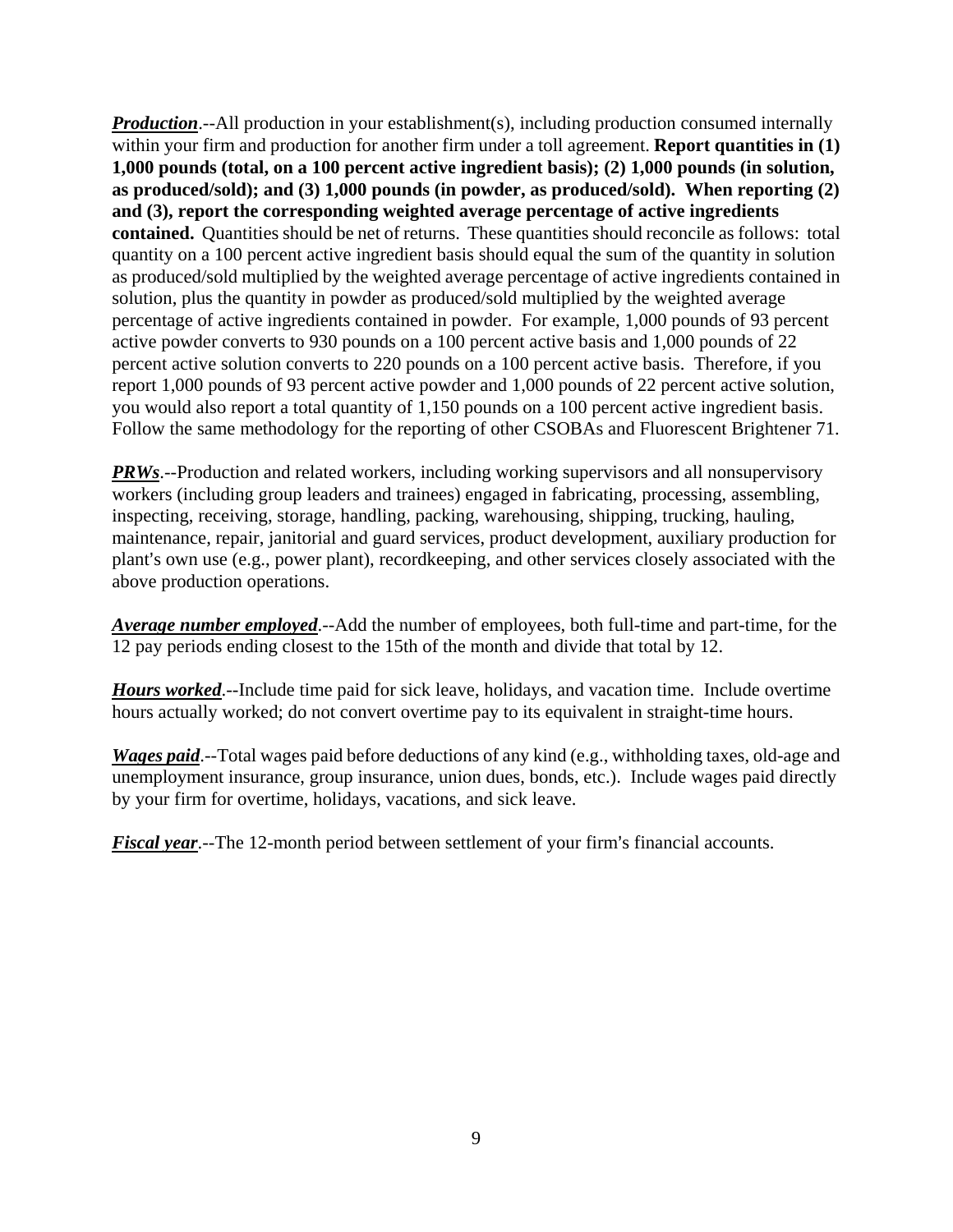***Production***.--All production in your establishment(s), including production consumed internally within your firm and production for another firm under a toll agreement. **Report quantities in (1) 1,000 pounds (total, on a 100 percent active ingredient basis); (2) 1,000 pounds (in solution, as produced/sold); and (3) 1,000 pounds (in powder, as produced/sold). When reporting (2) and (3), report the corresponding weighted average percentage of active ingredients contained.** Quantities should be net of returns. These quantities should reconcile as follows: total quantity on a 100 percent active ingredient basis should equal the sum of the quantity in solution as produced/sold multiplied by the weighted average percentage of active ingredients contained in solution, plus the quantity in powder as produced/sold multiplied by the weighted average percentage of active ingredients contained in powder. For example, 1,000 pounds of 93 percent active powder converts to 930 pounds on a 100 percent active basis and 1,000 pounds of 22 percent active solution converts to 220 pounds on a 100 percent active basis. Therefore, if you report 1,000 pounds of 93 percent active powder and 1,000 pounds of 22 percent active solution, you would also report a total quantity of 1,150 pounds on a 100 percent active ingredient basis. Follow the same methodology for the reporting of other CSOBAs and Fluorescent Brightener 71.

***PRWs***.--Production and related workers, including working supervisors and all nonsupervisory workers (including group leaders and trainees) engaged in fabricating, processing, assembling, inspecting, receiving, storage, handling, packing, warehousing, shipping, trucking, hauling, maintenance, repair, janitorial and guard services, product development, auxiliary production for plant's own use (e.g., power plant), recordkeeping, and other services closely associated with the above production operations.

***Average number employed***.--Add the number of employees, both full-time and part-time, for the 12 pay periods ending closest to the 15th of the month and divide that total by 12.

***Hours worked***.--Include time paid for sick leave, holidays, and vacation time. Include overtime hours actually worked; do not convert overtime pay to its equivalent in straight-time hours.

***Wages paid***.--Total wages paid before deductions of any kind (e.g., withholding taxes, old-age and unemployment insurance, group insurance, union dues, bonds, etc.). Include wages paid directly by your firm for overtime, holidays, vacations, and sick leave.

***Fiscal year***.--The 12-month period between settlement of your firm's financial accounts.